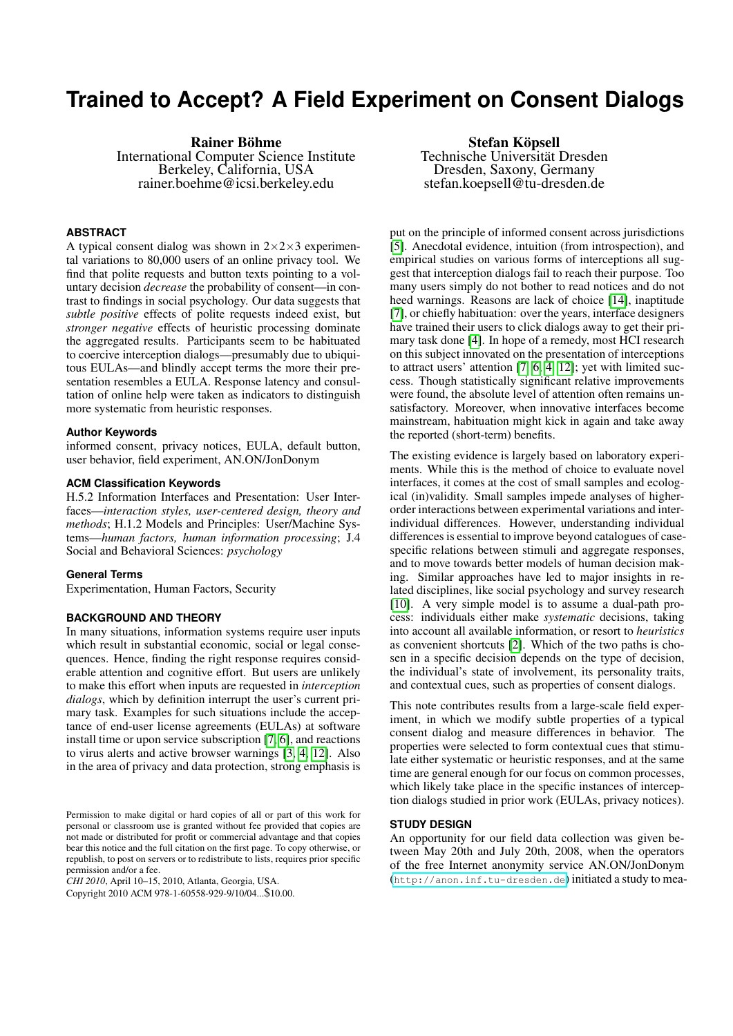# Trained to Accept? A Field Experiment on Consent Dialogs

**Rainer Böhme**
International Computer Science Institute
Berkeley, California, USA
rainer.boehme@icsi.berkeley.edu

**Stefan Köpsell**
Technische Universität Dresden
Dresden, Saxony, Germany
stefan.koepsell@tu-dresden.de

## ABSTRACT

A typical consent dialog was shown in $2\times2\times3$ experimental variations to 80,000 users of an online privacy tool. We find that polite requests and button texts pointing to a voluntary decision *decrease* the probability of consent—in contrast to findings in social psychology. Our data suggests that *subtle positive* effects of polite requests indeed exist, but *stronger negative* effects of heuristic processing dominate the aggregated results. Participants seem to be habituated to coercive interception dialogs—presumably due to ubiquitous EULAs—and blindly accept terms the more their presentation resembles a EULA. Response latency and consultation of online help were taken as indicators to distinguish more systematic from heuristic responses.

### Author Keywords

informed consent, privacy notices, EULA, default button, user behavior, field experiment, AN.ON/JonDonym

### ACM Classification Keywords

H.5.2 Information Interfaces and Presentation: User Interfaces—*interaction styles, user-centered design, theory and methods*; H.1.2 Models and Principles: User/Machine Systems—*human factors, human information processing*; J.4 Social and Behavioral Sciences: *psychology*

### General Terms

Experimentation, Human Factors, Security

## BACKGROUND AND THEORY

In many situations, information systems require user inputs which result in substantial economic, social or legal consequences. Hence, finding the right response requires considerable attention and cognitive effort. But users are unlikely to make this effort when inputs are requested in *interception dialogs*, which by definition interrupt the user's current primary task. Examples for such situations include the acceptance of end-user license agreements (EULAs) at software install time or upon service subscription [7, 6], and reactions to virus alerts and active browser warnings [3, 4, 12]. Also in the area of privacy and data protection, strong emphasis is put on the principle of informed consent across jurisdictions [5]. Anecdotal evidence, intuition (from introspection), and empirical studies on various forms of interceptions all suggest that interception dialogs fail to reach their purpose. Too many users simply do not bother to read notices and do not heed warnings. Reasons are lack of choice [14], inaptitude [7], or chiefly habituation: over the years, interface designers have trained their users to click dialogs away to get their primary task done [4]. In hope of a remedy, most HCI research on this subject innovated on the presentation of interceptions to attract users' attention [7, 6, 4, 12]; yet with limited success. Though statistically significant relative improvements were found, the absolute level of attention often remains unsatisfactory. Moreover, when innovative interfaces become mainstream, habituation might kick in again and take away the reported (short-term) benefits.

The existing evidence is largely based on laboratory experiments. While this is the method of choice to evaluate novel interfaces, it comes at the cost of small samples and ecological (in)validity. Small samples impede analyses of higher-order interactions between experimental variations and inter-individual differences. However, understanding individual differences is essential to improve beyond catalogues of case-specific relations between stimuli and aggregate responses, and to move towards better models of human decision making. Similar approaches have led to major insights in related disciplines, like social psychology and survey research [10]. A very simple model is to assume a dual-path process: individuals either make *systematic* decisions, taking into account all available information, or resort to *heuristics* as convenient shortcuts [2]. Which of the two paths is chosen in a specific decision depends on the type of decision, the individual's state of involvement, its personality traits, and contextual cues, such as properties of consent dialogs.

This note contributes results from a large-scale field experiment, in which we modify subtle properties of a typical consent dialog and measure differences in behavior. The properties were selected to form contextual cues that stimulate either systematic or heuristic responses, and at the same time are general enough for our focus on common processes, which likely take place in the specific instances of interception dialogs studied in prior work (EULAs, privacy notices).

## STUDY DESIGN

An opportunity for our field data collection was given between May 20th and July 20th, 2008, when the operators of the free Internet anonymity service AN.ON/JonDonym (http://anon.inf.tu-dresden.de) initiated a study to mea-

Permission to make digital or hard copies of all or part of this work for personal or classroom use is granted without fee provided that copies are not made or distributed for profit or commercial advantage and that copies bear this notice and the full citation on the first page. To copy otherwise, or republish, to post on servers or to redistribute to lists, requires prior specific permission and/or a fee.
*CHI 2010*, April 10–15, 2010, Atlanta, Georgia, USA.
Copyright 2010 ACM 978-1-60558-929-9/10/04...$10.00.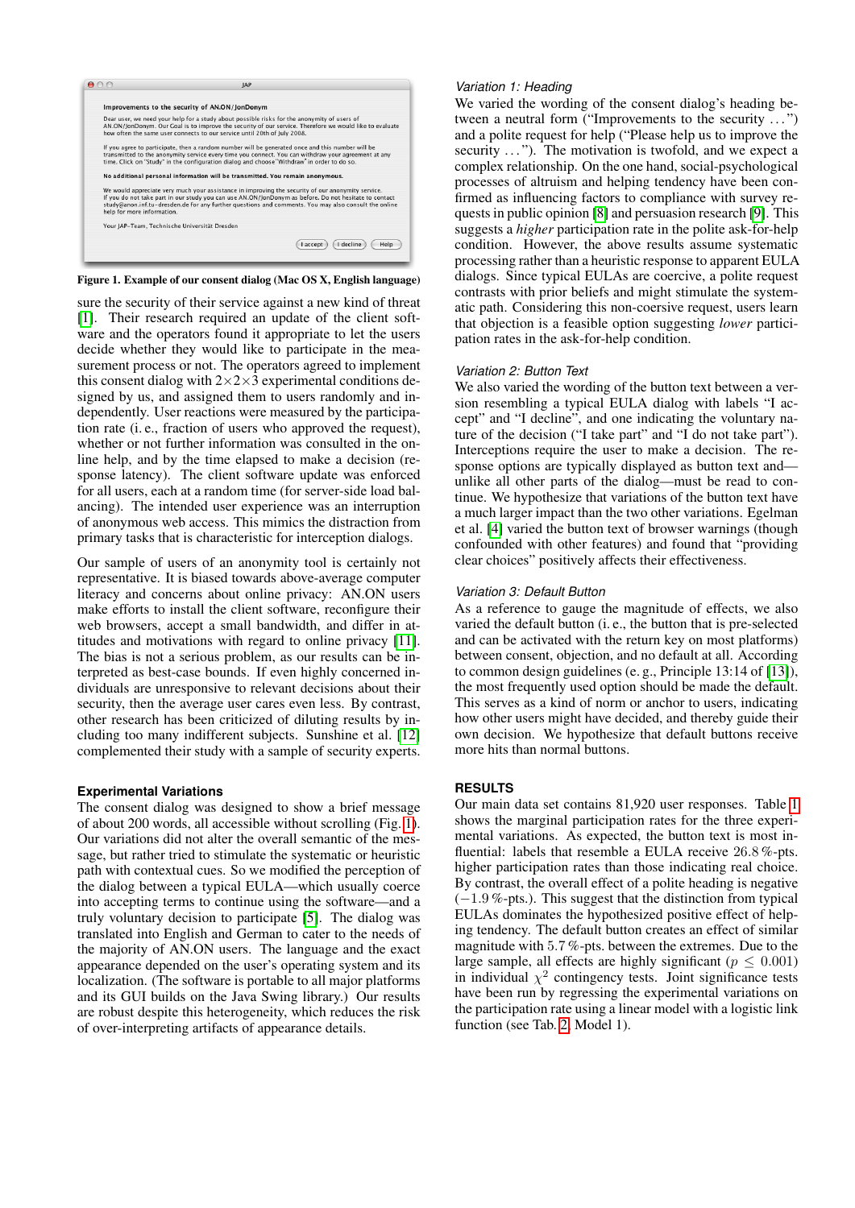Figure 1. Example of our consent dialog (Mac OS X, English language)

sure the security of their service against a new kind of threat [1]. Their research required an update of the client software and the operators found it appropriate to let the users decide whether they would like to participate in the measurement process or not. The operators agreed to implement this consent dialog with $2 \times 2 \times 3$ experimental conditions designed by us, and assigned them to users randomly and independently. User reactions were measured by the participation rate (i. e., fraction of users who approved the request), whether or not further information was consulted in the online help, and by the time elapsed to make a decision (response latency). The client software update was enforced for all users, each at a random time (for server-side load balancing). The intended user experience was an interruption of anonymous web access. This mimics the distraction from primary tasks that is characteristic for interception dialogs.

Our sample of users of an anonymity tool is certainly not representative. It is biased towards above-average computer literacy and concerns about online privacy: AN.ON users make efforts to install the client software, reconfigure their web browsers, accept a small bandwidth, and differ in attitudes and motivations with regard to online privacy [11]. The bias is not a serious problem, as our results can be interpreted as best-case bounds. If even highly concerned individuals are unresponsive to relevant decisions about their security, then the average user cares even less. By contrast, other research has been criticized of diluting results by including too many indifferent subjects. Sunshine et al. [12] complemented their study with a sample of security experts.

### Experimental Variations

The consent dialog was designed to show a brief message of about 200 words, all accessible without scrolling (Fig. 1). Our variations did not alter the overall semantic of the message, but rather tried to stimulate the systematic or heuristic path with contextual cues. So we modified the perception of the dialog between a typical EULA—which usually coerce into accepting terms to continue using the software—and a truly voluntary decision to participate [5]. The dialog was translated into English and German to cater to the needs of the majority of AN.ON users. The language and the exact appearance depended on the user's operating system and its localization. (The software is portable to all major platforms and its GUI builds on the Java Swing library.) Our results are robust despite this heterogeneity, which reduces the risk of over-interpreting artifacts of appearance details.

#### *Variation 1: Heading*

We varied the wording of the consent dialog's heading between a neutral form ("Improvements to the security ...") and a polite request for help ("Please help us to improve the security ..."). The motivation is twofold, and we expect a complex relationship. On the one hand, social-psychological processes of altruism and helping tendency have been confirmed as influencing factors to compliance with survey requests in public opinion [8] and persuasion research [9]. This suggests a *higher* participation rate in the polite ask-for-help condition. However, the above results assume systematic processing rather than a heuristic response to apparent EULA dialogs. Since typical EULAs are coercive, a polite request contrasts with prior beliefs and might stimulate the systematic path. Considering this non-coersive request, users learn that objection is a feasible option suggesting *lower* participation rates in the ask-for-help condition.

#### *Variation 2: Button Text*

We also varied the wording of the button text between a version resembling a typical EULA dialog with labels "I accept" and "I decline", and one indicating the voluntary nature of the decision ("I take part" and "I do not take part"). Interceptions require the user to make a decision. The response options are typically displayed as button text and—unlike all other parts of the dialog—must be read to continue. We hypothesize that variations of the button text have a much larger impact than the two other variations. Egelman et al. [4] varied the button text of browser warnings (though confounded with other features) and found that "providing clear choices" positively affects their effectiveness.

#### *Variation 3: Default Button*

As a reference to gauge the magnitude of effects, we also varied the default button (i. e., the button that is pre-selected and can be activated with the return key on most platforms) between consent, objection, and no default at all. According to common design guidelines (e. g., Principle 13:14 of [13]), the most frequently used option should be made the default. This serves as a kind of norm or anchor to users, indicating how other users might have decided, and thereby guide their own decision. We hypothesize that default buttons receive more hits than normal buttons.

## RESULTS

Our main data set contains 81,920 user responses. Table 1 shows the marginal participation rates for the three experimental variations. As expected, the button text is most influential: labels that resemble a EULA receive 26.8 %-pts. higher participation rates than those indicating real choice. By contrast, the overall effect of a polite heading is negative ($-1.9$ %-pts.). This suggest that the distinction from typical EULAs dominates the hypothesized positive effect of helping tendency. The default button creates an effect of similar magnitude with 5.7 %-pts. between the extremes. Due to the large sample, all effects are highly significant ($p \leq 0.001$) in individual $\chi^2$ contingency tests. Joint significance tests have been run by regressing the experimental variations on the participation rate using a linear model with a logistic link function (see Tab. 2, Model 1).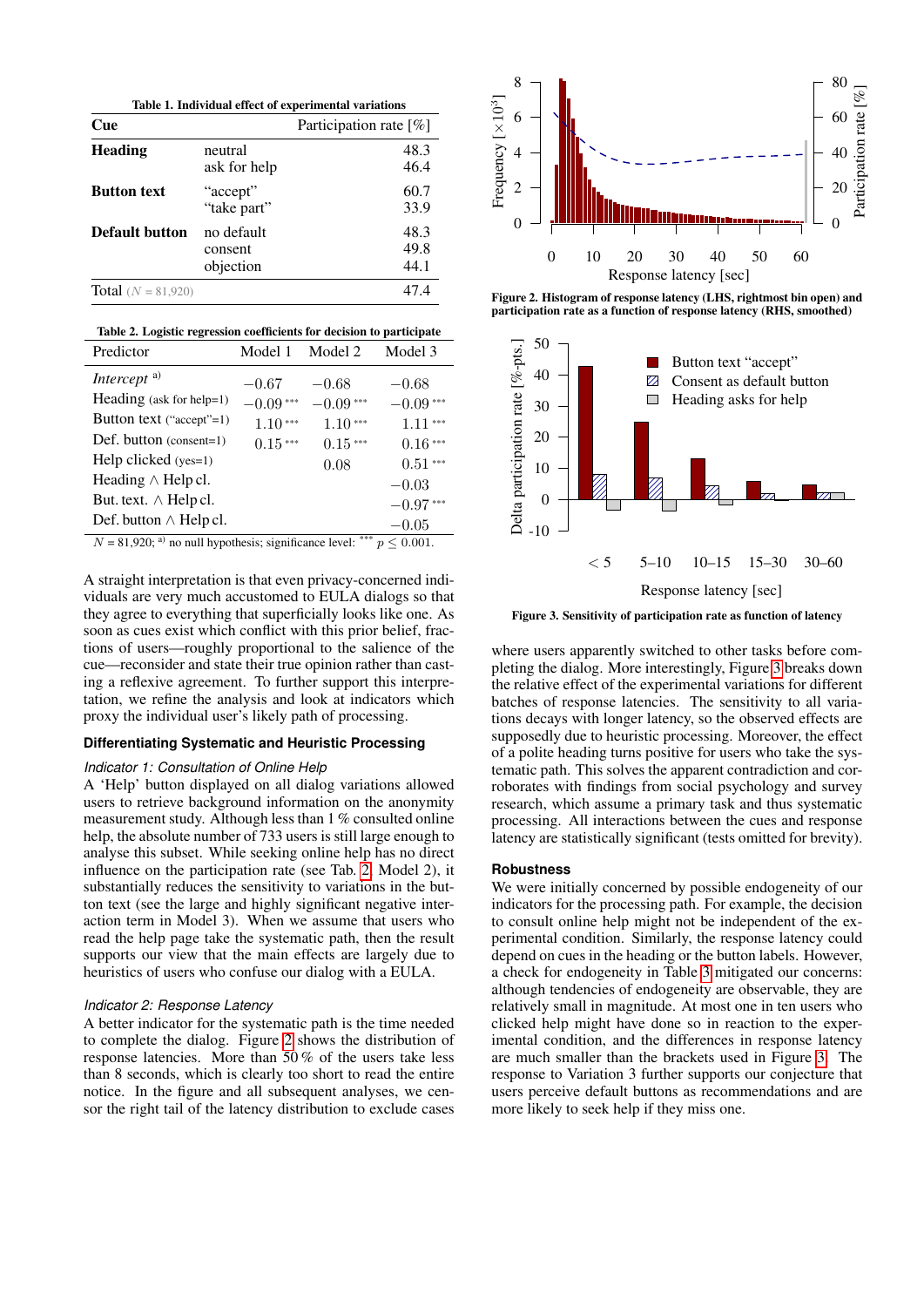**Table 1. Individual effect of experimental variations**

| Cue | | Participation rate [%] |
|---|---|---|
| **Heading** | neutral | 48.3 |
| | ask for help | 46.4 |
| **Button text** | "accept" | 60.7 |
| | "take part" | 33.9 |
| **Default button** | no default | 48.3 |
| | consent | 49.8 |
| | objection | 44.1 |
| Total ($N = 81{,}920$) | | 47.4 |

**Table 2. Logistic regression coefficients for decision to participate**

| Predictor | Model 1 | Model 2 | Model 3 |
|---|---|---|---|
| *Intercept* [a] | −0.67 | −0.68 | −0.68 |
| Heading (ask for help=1) | −0.09 *** | −0.09 *** | −0.09 *** |
| Button text ("accept"=1) | 1.10 *** | 1.10 *** | 1.11 *** |
| Def. button (consent=1) | 0.15 *** | 0.15 *** | 0.16 *** |
| Help clicked (yes=1) | | 0.08 | 0.51 *** |
| Heading ∧ Help cl. | | | −0.03 |
| But. text. ∧ Help cl. | | | −0.97 *** |
| Def. button ∧ Help cl. | | | −0.05 |

$N = 81{,}920$; [a] no null hypothesis; significance level: *** $p \leq 0.001$.

A straight interpretation is that even privacy-concerned individuals are very much accustomed to EULA dialogs so that they agree to everything that superficially looks like one. As soon as cues exist which conflict with this prior belief, fractions of users—roughly proportional to the salience of the cue—reconsider and state their true opinion rather than casting a reflexive agreement. To further support this interpretation, we refine the analysis and look at indicators which proxy the individual user's likely path of processing.

### Differentiating Systematic and Heuristic Processing

*Indicator 1: Consultation of Online Help*

A 'Help' button displayed on all dialog variations allowed users to retrieve background information on the anonymity measurement study. Although less than 1 % consulted online help, the absolute number of 733 users is still large enough to analyse this subset. While seeking online help has no direct influence on the participation rate (see Tab. 2, Model 2), it substantially reduces the sensitivity to variations in the button text (see the large and highly significant negative interaction term in Model 3). When we assume that users who read the help page take the systematic path, then the result supports our view that the main effects are largely due to heuristics of users who confuse our dialog with a EULA.

*Indicator 2: Response Latency*

A better indicator for the systematic path is the time needed to complete the dialog. Figure 2 shows the distribution of response latencies. More than 50 % of the users take less than 8 seconds, which is clearly too short to read the entire notice. In the figure and all subsequent analyses, we censor the right tail of the latency distribution to exclude cases

**Figure 2. Histogram of response latency (LHS, rightmost bin open) and participation rate as a function of response latency (RHS, smoothed)**

**Figure 3. Sensitivity of participation rate as function of latency**

where users apparently switched to other tasks before completing the dialog. More interestingly, Figure 3 breaks down the relative effect of the experimental variations for different batches of response latencies. The sensitivity to all variations decays with longer latency, so the observed effects are supposedly due to heuristic processing. Moreover, the effect of a polite heading turns positive for users who take the systematic path. This solves the apparent contradiction and corroborates with findings from social psychology and survey research, which assume a primary task and thus systematic processing. All interactions between the cues and response latency are statistically significant (tests omitted for brevity).

### Robustness

We were initially concerned by possible endogeneity of our indicators for the processing path. For example, the decision to consult online help might not be independent of the experimental condition. Similarly, the response latency could depend on cues in the heading or the button labels. However, a check for endogeneity in Table 3 mitigated our concerns: although tendencies of endogeneity are observable, they are relatively small in magnitude. At most one in ten users who clicked help might have done so in reaction to the experimental condition, and the differences in response latency are much smaller than the brackets used in Figure 3. The response to Variation 3 further supports our conjecture that users perceive default buttons as recommendations and are more likely to seek help if they miss one.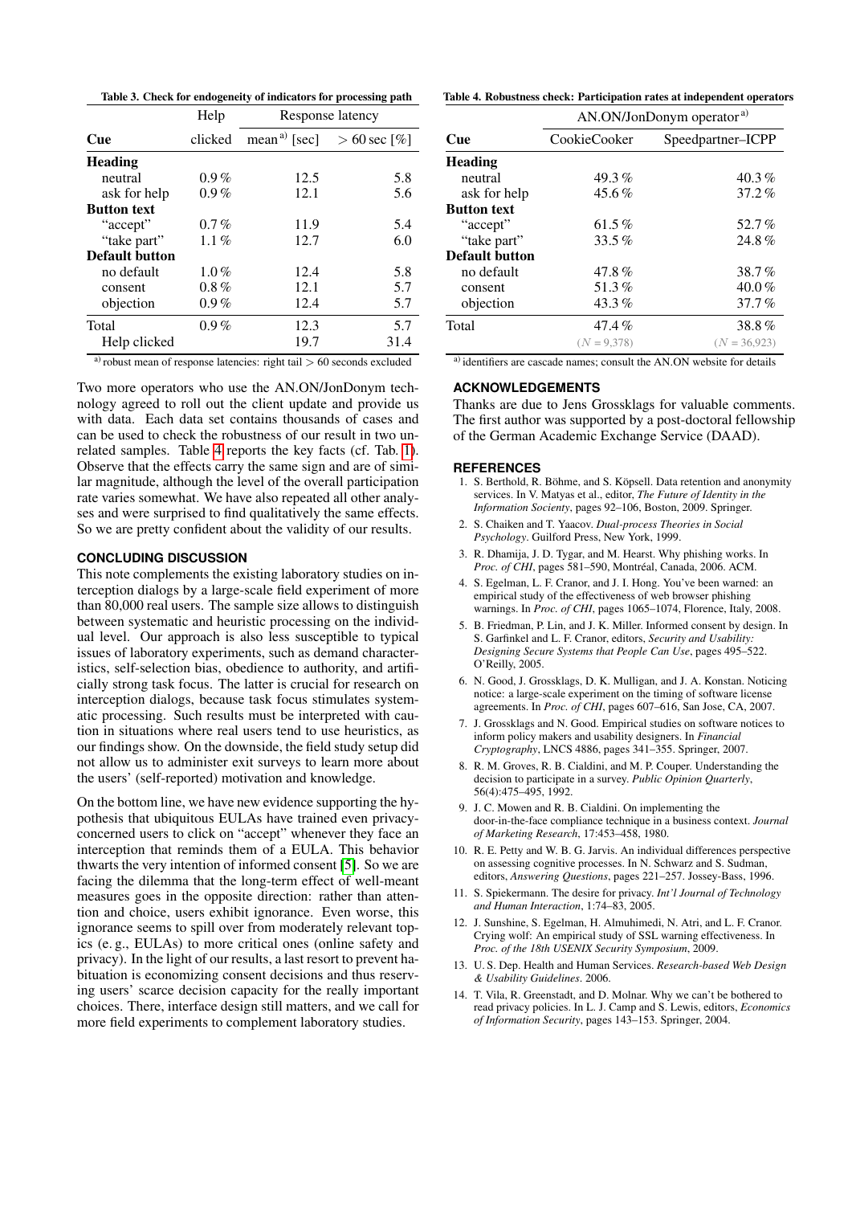Table 3. Check for endogeneity of indicators for processing path

| Cue | Help clicked | Response latency | |
|---|---|---|---|
| | | mean [a)] [sec] | > 60 sec [%] |
| **Heading** | | | |
| neutral | 0.9 % | 12.5 | 5.8 |
| ask for help | 0.9 % | 12.1 | 5.6 |
| **Button text** | | | |
| "accept" | 0.7 % | 11.9 | 5.4 |
| "take part" | 1.1 % | 12.7 | 6.0 |
| **Default button** | | | |
| no default | 1.0 % | 12.4 | 5.8 |
| consent | 0.8 % | 12.1 | 5.7 |
| objection | 0.9 % | 12.4 | 5.7 |
| Total | 0.9 % | 12.3 | 5.7 |
| Help clicked | | 19.7 | 31.4 |

a) robust mean of response latencies: right tail > 60 seconds excluded

Two more operators who use the AN.ON/JonDonym technology agreed to roll out the client update and provide us with data. Each data set contains thousands of cases and can be used to check the robustness of our result in two unrelated samples. Table 4 reports the key facts (cf. Tab. 1). Observe that the effects carry the same sign and are of similar magnitude, although the level of the overall participation rate varies somewhat. We have also repeated all other analyses and were surprised to find qualitatively the same effects. So we are pretty confident about the validity of our results.

## CONCLUDING DISCUSSION

This note complements the existing laboratory studies on interception dialogs by a large-scale field experiment of more than 80,000 real users. The sample size allows to distinguish between systematic and heuristic processing on the individual level. Our approach is also less susceptible to typical issues of laboratory experiments, such as demand characteristics, self-selection bias, obedience to authority, and artificially strong task focus. The latter is crucial for research on interception dialogs, because task focus stimulates systematic processing. Such results must be interpreted with caution in situations where real users tend to use heuristics, as our findings show. On the downside, the field study setup did not allow us to administer exit surveys to learn more about the users' (self-reported) motivation and knowledge.

On the bottom line, we have new evidence supporting the hypothesis that ubiquitous EULAs have trained even privacy-concerned users to click on "accept" whenever they face an interception that reminds them of a EULA. This behavior thwarts the very intention of informed consent [5]. So we are facing the dilemma that the long-term effect of well-meant measures goes in the opposite direction: rather than attention and choice, users exhibit ignorance. Even worse, this ignorance seems to spill over from moderately relevant topics (e. g., EULAs) to more critical ones (online safety and privacy). In the light of our results, a last resort to prevent habituation is economizing consent decisions and thus reserving users' scarce decision capacity for the really important choices. There, interface design still matters, and we call for more field experiments to complement laboratory studies.

Table 4. Robustness check: Participation rates at independent operators

| Cue | AN.ON/JonDonym operator [a)] | |
|---|---|---|
| | CookieCooker | Speedpartner–ICPP |
| **Heading** | | |
| neutral | 49.3 % | 40.3 % |
| ask for help | 45.6 % | 37.2 % |
| **Button text** | | |
| "accept" | 61.5 % | 52.7 % |
| "take part" | 33.5 % | 24.8 % |
| **Default button** | | |
| no default | 47.8 % | 38.7 % |
| consent | 51.3 % | 40.0 % |
| objection | 43.3 % | 37.7 % |
| Total | 47.4 % | 38.8 % |
| | ($N$ = 9,378) | ($N$ = 36,923) |

a) identifiers are cascade names; consult the AN.ON website for details

## ACKNOWLEDGEMENTS

Thanks are due to Jens Grossklags for valuable comments. The first author was supported by a post-doctoral fellowship of the German Academic Exchange Service (DAAD).

## REFERENCES

1. S. Berthold, R. Böhme, and S. Köpsell. Data retention and anonymity services. In V. Matyas et al., editor, *The Future of Identity in the Information Society*, pages 92–106, Boston, 2009. Springer.
2. S. Chaiken and T. Yaacov. *Dual-process Theories in Social Psychology*. Guilford Press, New York, 1999.
3. R. Dhamija, J. D. Tygar, and M. Hearst. Why phishing works. In *Proc. of CHI*, pages 581–590, Montréal, Canada, 2006. ACM.
4. S. Egelman, L. F. Cranor, and J. I. Hong. You've been warned: an empirical study of the effectiveness of web browser phishing warnings. In *Proc. of CHI*, pages 1065–1074, Florence, Italy, 2008.
5. B. Friedman, P. Lin, and J. K. Miller. Informed consent by design. In S. Garfinkel and L. F. Cranor, editors, *Security and Usability: Designing Secure Systems that People Can Use*, pages 495–522. O'Reilly, 2005.
6. N. Good, J. Grossklags, D. K. Mulligan, and J. A. Konstan. Noticing notice: a large-scale experiment on the timing of software license agreements. In *Proc. of CHI*, pages 607–616, San Jose, CA, 2007.
7. J. Grossklags and N. Good. Empirical studies on software notices to inform policy makers and usability designers. In *Financial Cryptography*, LNCS 4886, pages 341–355. Springer, 2007.
8. R. M. Groves, R. B. Cialdini, and M. P. Couper. Understanding the decision to participate in a survey. *Public Opinion Quarterly*, 56(4):475–495, 1992.
9. J. C. Mowen and R. B. Cialdini. On implementing the door-in-the-face compliance technique in a business context. *Journal of Marketing Research*, 17:453–458, 1980.
10. R. E. Petty and W. B. G. Jarvis. An individual differences perspective on assessing cognitive processes. In N. Schwarz and S. Sudman, editors, *Answering Questions*, pages 221–257. Jossey-Bass, 1996.
11. S. Spiekermann. The desire for privacy. *Int'l Journal of Technology and Human Interaction*, 1:74–83, 2005.
12. J. Sunshine, S. Egelman, H. Almuhimedi, N. Atri, and L. F. Cranor. Crying wolf: An empirical study of SSL warning effectiveness. In *Proc. of the 18th USENIX Security Symposium*, 2009.
13. U. S. Dep. Health and Human Services. *Research-based Web Design & Usability Guidelines*. 2006.
14. T. Vila, R. Greenstadt, and D. Molnar. Why we can't be bothered to read privacy policies. In L. J. Camp and S. Lewis, editors, *Economics of Information Security*, pages 143–153. Springer, 2004.